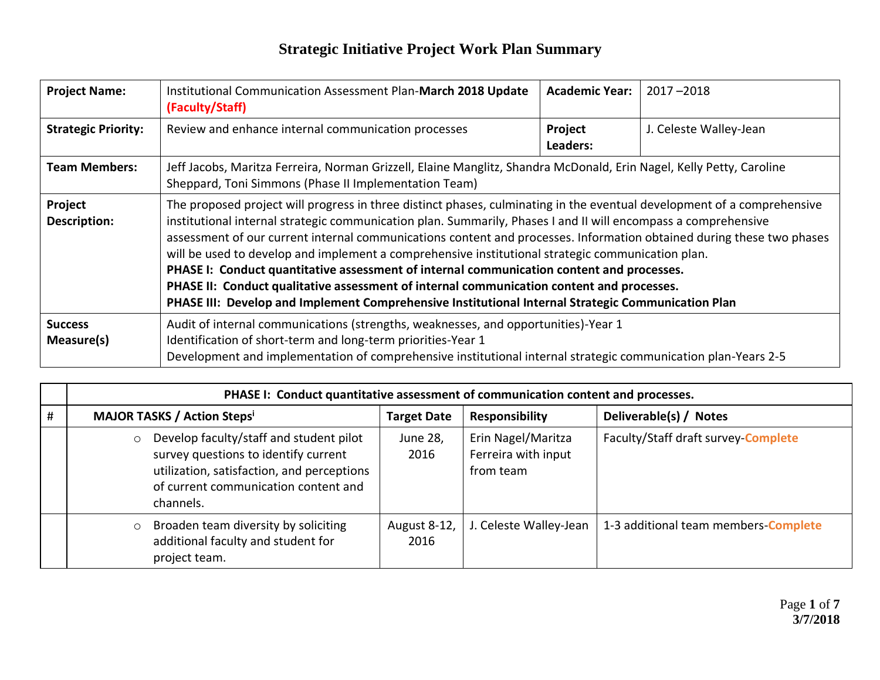# Strategic Initiative Project Work Plan Summary

| **Project Name:** | Institutional Communication Assessment Plan-**March 2018 Update (Faculty/Staff)** | **Academic Year:** | 2017 –2018 |
|---|---|---|---|
| **Strategic Priority:** | Review and enhance internal communication processes | **Project Leaders:** | J. Celeste Walley-Jean |
| **Team Members:** | Jeff Jacobs, Maritza Ferreira, Norman Grizzell, Elaine Manglitz, Shandra McDonald, Erin Nagel, Kelly Petty, Caroline Sheppard, Toni Simmons (Phase II Implementation Team) | | |
| **Project Description:** | The proposed project will progress in three distinct phases, culminating in the eventual development of a comprehensive institutional internal strategic communication plan. Summarily, Phases I and II will encompass a comprehensive assessment of our current internal communications content and processes. Information obtained during these two phases will be used to develop and implement a comprehensive institutional strategic communication plan.<br>**PHASE I: Conduct quantitative assessment of internal communication content and processes.**<br>**PHASE II: Conduct qualitative assessment of internal communication content and processes.**<br>**PHASE III: Develop and Implement Comprehensive Institutional Internal Strategic Communication Plan** | | |
| **Success Measure(s)** | Audit of internal communications (strengths, weaknesses, and opportunities)-Year 1<br>Identification of short-term and long-term priorities-Year 1<br>Development and implementation of comprehensive institutional internal strategic communication plan-Years 2-5 | | |

| | **PHASE I: Conduct quantitative assessment of communication content and processes.** | | | |
|---|---|---|---|---|
| # | **MAJOR TASKS / Action Steps[i]** | **Target Date** | **Responsibility** | **Deliverable(s) / Notes** |
| | ○ Develop faculty/staff and student pilot survey questions to identify current utilization, satisfaction, and perceptions of current communication content and channels. | June 28, 2016 | Erin Nagel/Maritza Ferreira with input from team | Faculty/Staff draft survey-**Complete** |
| | ○ Broaden team diversity by soliciting additional faculty and student for project team. | August 8-12, 2016 | J. Celeste Walley-Jean | 1-3 additional team members-**Complete** |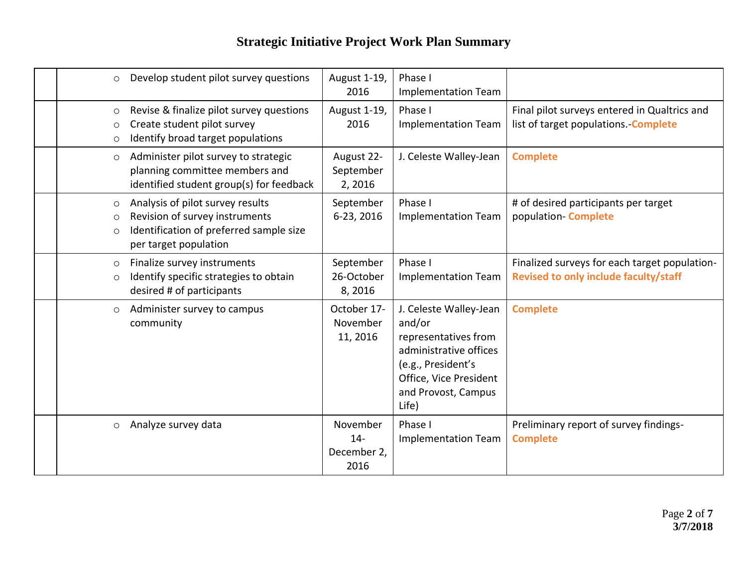# Strategic Initiative Project Work Plan Summary

| | | | | |
|---|---|---|---|---|
| | ○ Develop student pilot survey questions | August 1-19, 2016 | Phase I Implementation Team | |
| | ○ Revise & finalize pilot survey questions<br>○ Create student pilot survey<br>○ Identify broad target populations | August 1-19, 2016 | Phase I Implementation Team | Final pilot surveys entered in Qualtrics and list of target populations.-**Complete** |
| | ○ Administer pilot survey to strategic planning committee members and identified student group(s) for feedback | August 22-September 2, 2016 | J. Celeste Walley-Jean | **Complete** |
| | ○ Analysis of pilot survey results<br>○ Revision of survey instruments<br>○ Identification of preferred sample size per target population | September 6-23, 2016 | Phase I Implementation Team | # of desired participants per target population- **Complete** |
| | ○ Finalize survey instruments<br>○ Identify specific strategies to obtain desired # of participants | September 26-October 8, 2016 | Phase I Implementation Team | Finalized surveys for each target population- **Revised to only include faculty/staff** |
| | ○ Administer survey to campus community | October 17-November 11, 2016 | J. Celeste Walley-Jean and/or representatives from administrative offices (e.g., President's Office, Vice President and Provost, Campus Life) | **Complete** |
| | ○ Analyze survey data | November 14-December 2, 2016 | Phase I Implementation Team | Preliminary report of survey findings- **Complete** |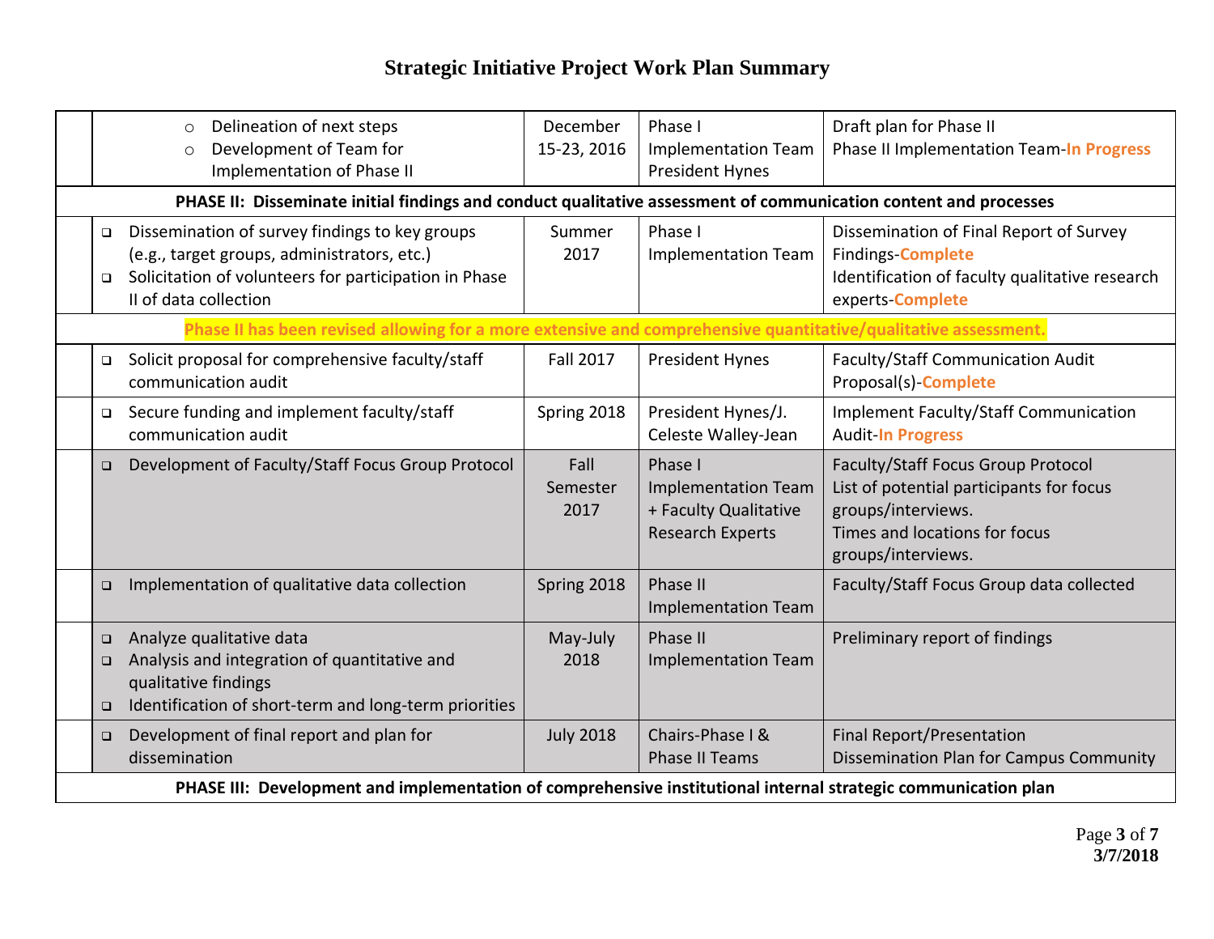# Strategic Initiative Project Work Plan Summary

| | Activity | Timeline | Responsible | Outcome/Status |
|---|---|---|---|---|
| | ○ Delineation of next steps<br>○ Development of Team for Implementation of Phase II | December 15-23, 2016 | Phase I Implementation Team<br>President Hynes | Draft plan for Phase II<br>Phase II Implementation Team-**In Progress** |
| **PHASE II: Disseminate initial findings and conduct qualitative assessment of communication content and processes** | | | | |
| | ❑ Dissemination of survey findings to key groups (e.g., target groups, administrators, etc.)<br>❑ Solicitation of volunteers for participation in Phase II of data collection | Summer 2017 | Phase I Implementation Team | Dissemination of Final Report of Survey Findings-**Complete**<br>Identification of faculty qualitative research experts-**Complete** |
| **Phase II has been revised allowing for a more extensive and comprehensive quantitative/qualitative assessment.** | | | | |
| | ❑ Solicit proposal for comprehensive faculty/staff communication audit | Fall 2017 | President Hynes | Faculty/Staff Communication Audit Proposal(s)-**Complete** |
| | ❑ Secure funding and implement faculty/staff communication audit | Spring 2018 | President Hynes/J. Celeste Walley-Jean | Implement Faculty/Staff Communication Audit-**In Progress** |
| | ❑ Development of Faculty/Staff Focus Group Protocol | Fall Semester 2017 | Phase I Implementation Team + Faculty Qualitative Research Experts | Faculty/Staff Focus Group Protocol<br>List of potential participants for focus groups/interviews.<br>Times and locations for focus groups/interviews. |
| | ❑ Implementation of qualitative data collection | Spring 2018 | Phase II Implementation Team | Faculty/Staff Focus Group data collected |
| | ❑ Analyze qualitative data<br>❑ Analysis and integration of quantitative and qualitative findings<br>❑ Identification of short-term and long-term priorities | May-July 2018 | Phase II Implementation Team | Preliminary report of findings |
| | ❑ Development of final report and plan for dissemination | July 2018 | Chairs-Phase I & Phase II Teams | Final Report/Presentation<br>Dissemination Plan for Campus Community |
| **PHASE III: Development and implementation of comprehensive institutional internal strategic communication plan** | | | | |

3/7/2018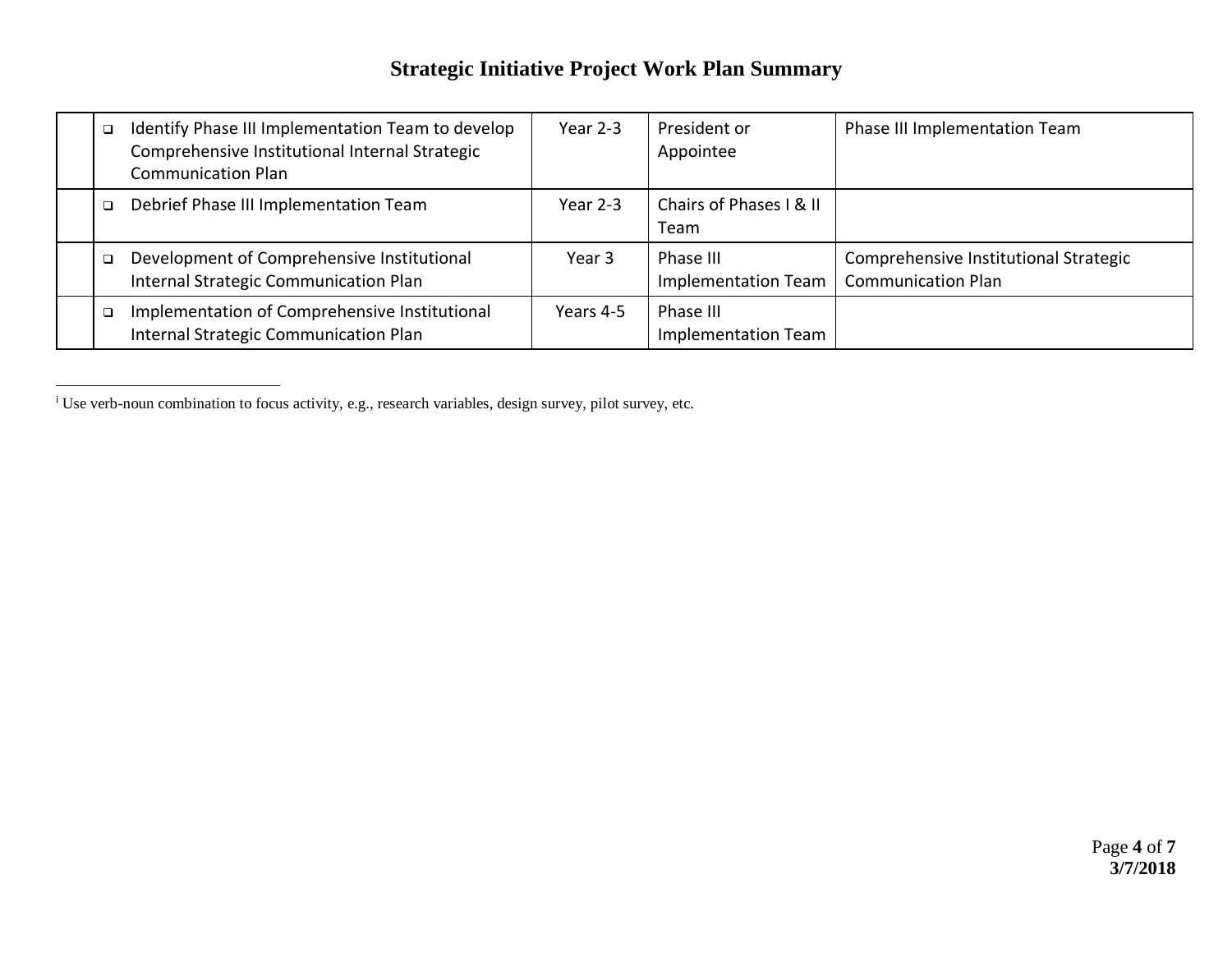# Strategic Initiative Project Work Plan Summary

| | | | | |
|---|---|---|---|---|
| | ❑ Identify Phase III Implementation Team to develop Comprehensive Institutional Internal Strategic Communication Plan | Year 2-3 | President or Appointee | Phase III Implementation Team |
| | ❑ Debrief Phase III Implementation Team | Year 2-3 | Chairs of Phases I & II Team | |
| | ❑ Development of Comprehensive Institutional Internal Strategic Communication Plan | Year 3 | Phase III Implementation Team | Comprehensive Institutional Strategic Communication Plan |
| | ❑ Implementation of Comprehensive Institutional Internal Strategic Communication Plan | Years 4-5 | Phase III Implementation Team | |

---

[i] Use verb-noun combination to focus activity, e.g., research variables, design survey, pilot survey, etc.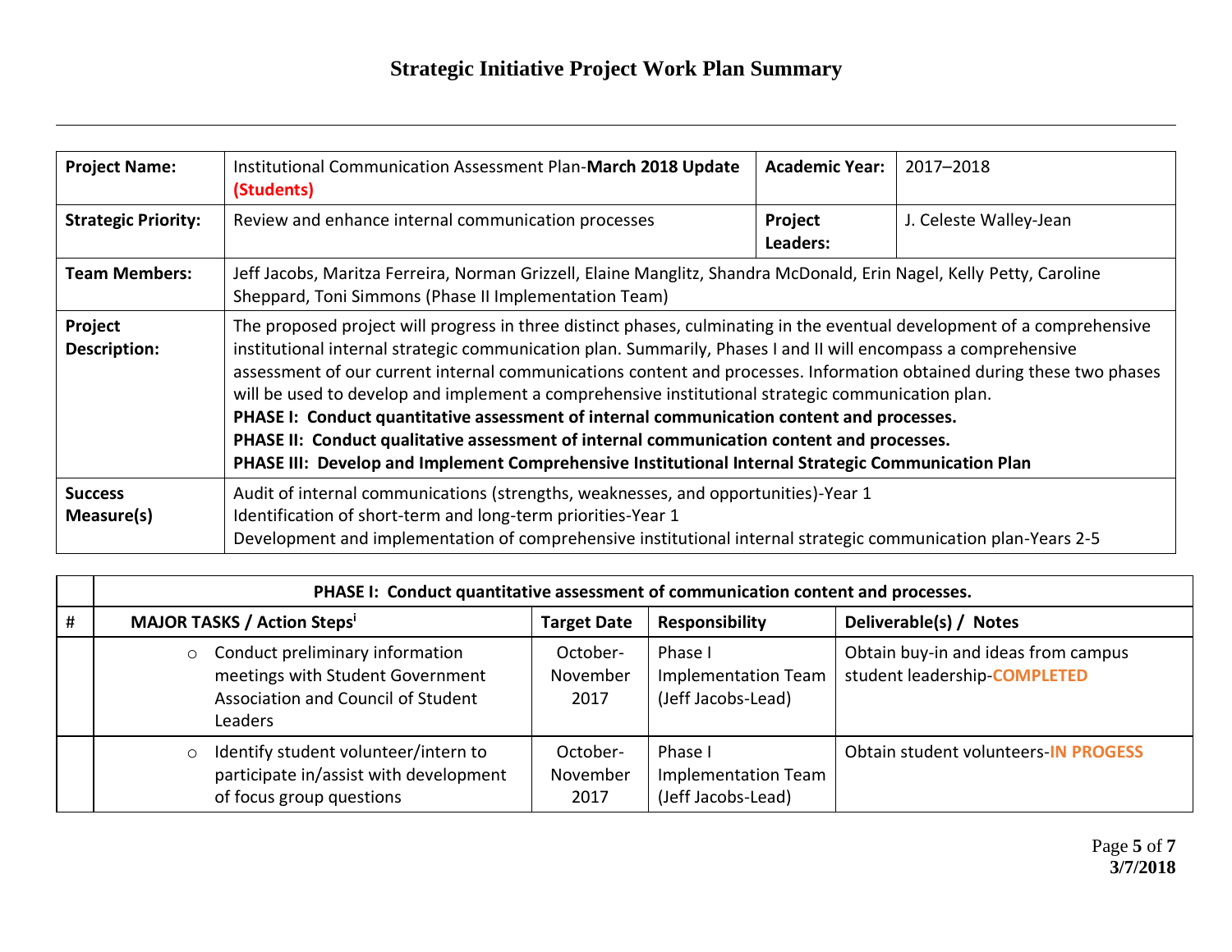# Strategic Initiative Project Work Plan Summary

| **Project Name:** | Institutional Communication Assessment Plan-**March 2018 Update (Students)** | **Academic Year:** | 2017–2018 |
|---|---|---|---|
| **Strategic Priority:** | Review and enhance internal communication processes | **Project Leaders:** | J. Celeste Walley-Jean |
| **Team Members:** | Jeff Jacobs, Maritza Ferreira, Norman Grizzell, Elaine Manglitz, Shandra McDonald, Erin Nagel, Kelly Petty, Caroline Sheppard, Toni Simmons (Phase II Implementation Team) | | |
| **Project Description:** | The proposed project will progress in three distinct phases, culminating in the eventual development of a comprehensive institutional internal strategic communication plan. Summarily, Phases I and II will encompass a comprehensive assessment of our current internal communications content and processes. Information obtained during these two phases will be used to develop and implement a comprehensive institutional strategic communication plan.<br>**PHASE I: Conduct quantitative assessment of internal communication content and processes.**<br>**PHASE II: Conduct qualitative assessment of internal communication content and processes.**<br>**PHASE III: Develop and Implement Comprehensive Institutional Internal Strategic Communication Plan** | | |
| **Success Measure(s)** | Audit of internal communications (strengths, weaknesses, and opportunities)-Year 1<br>Identification of short-term and long-term priorities-Year 1<br>Development and implementation of comprehensive institutional internal strategic communication plan-Years 2-5 | | |

| | **PHASE I: Conduct quantitative assessment of communication content and processes.** | | | |
|---|---|---|---|---|
| **#** | **MAJOR TASKS / Action Steps[i]** | **Target Date** | **Responsibility** | **Deliverable(s) / Notes** |
| | ○ Conduct preliminary information meetings with Student Government Association and Council of Student Leaders | October-November 2017 | Phase I Implementation Team (Jeff Jacobs-Lead) | Obtain buy-in and ideas from campus student leadership-**COMPLETED** |
| | ○ Identify student volunteer/intern to participate in/assist with development of focus group questions | October-November 2017 | Phase I Implementation Team (Jeff Jacobs-Lead) | Obtain student volunteers-**IN PROGESS** |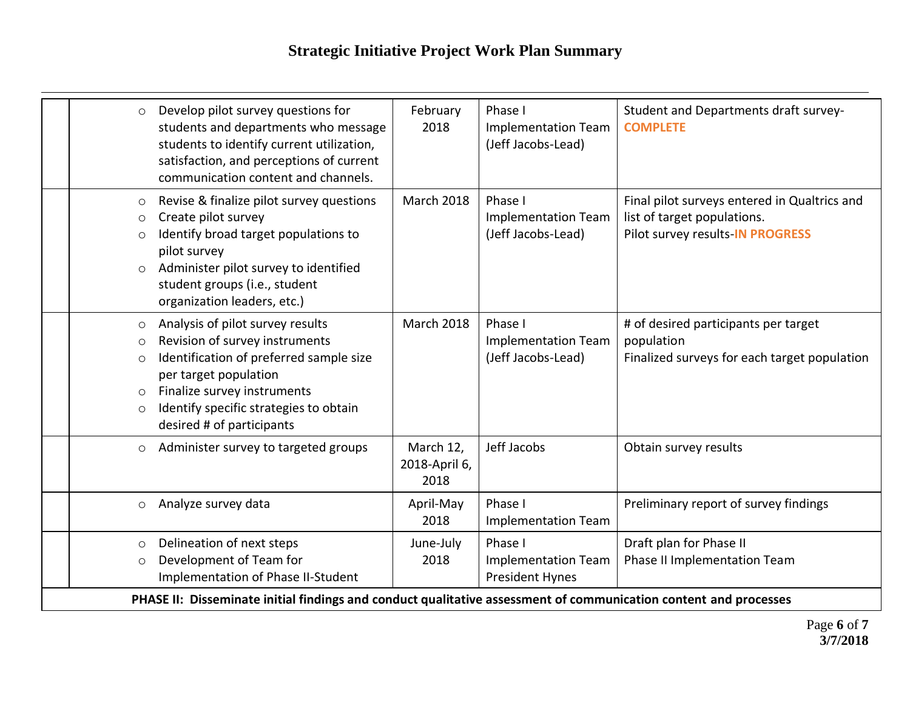# Strategic Initiative Project Work Plan Summary

| | | | | |
|---|---|---|---|---|
| | ○ Develop pilot survey questions for students and departments who message students to identify current utilization, satisfaction, and perceptions of current communication content and channels. | February 2018 | Phase I Implementation Team (Jeff Jacobs-Lead) | Student and Departments draft survey-**COMPLETE** |
| | ○ Revise & finalize pilot survey questions<br>○ Create pilot survey<br>○ Identify broad target populations to pilot survey<br>○ Administer pilot survey to identified student groups (i.e., student organization leaders, etc.) | March 2018 | Phase I Implementation Team (Jeff Jacobs-Lead) | Final pilot surveys entered in Qualtrics and list of target populations.<br>Pilot survey results-**IN PROGRESS** |
| | ○ Analysis of pilot survey results<br>○ Revision of survey instruments<br>○ Identification of preferred sample size per target population<br>○ Finalize survey instruments<br>○ Identify specific strategies to obtain desired # of participants | March 2018 | Phase I Implementation Team (Jeff Jacobs-Lead) | # of desired participants per target population<br>Finalized surveys for each target population |
| | ○ Administer survey to targeted groups | March 12, 2018-April 6, 2018 | Jeff Jacobs | Obtain survey results |
| | ○ Analyze survey data | April-May 2018 | Phase I Implementation Team | Preliminary report of survey findings |
| | ○ Delineation of next steps<br>○ Development of Team for Implementation of Phase II-Student | June-July 2018 | Phase I Implementation Team<br>President Hynes | Draft plan for Phase II<br>Phase II Implementation Team |
| **PHASE II: Disseminate initial findings and conduct qualitative assessment of communication content and processes** | | | | |

**3/7/2018**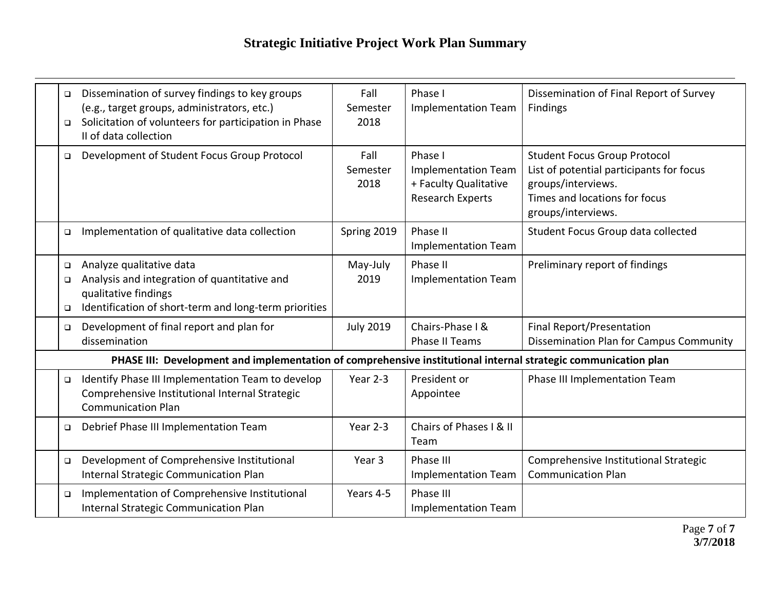# Strategic Initiative Project Work Plan Summary

| | | | | |
|---|---|---|---|---|
| | ❑ Dissemination of survey findings to key groups (e.g., target groups, administrators, etc.)<br>❑ Solicitation of volunteers for participation in Phase II of data collection | Fall Semester 2018 | Phase I Implementation Team | Dissemination of Final Report of Survey Findings |
| | ❑ Development of Student Focus Group Protocol | Fall Semester 2018 | Phase I Implementation Team + Faculty Qualitative Research Experts | Student Focus Group Protocol<br>List of potential participants for focus groups/interviews.<br>Times and locations for focus groups/interviews. |
| | ❑ Implementation of qualitative data collection | Spring 2019 | Phase II Implementation Team | Student Focus Group data collected |
| | ❑ Analyze qualitative data<br>❑ Analysis and integration of quantitative and qualitative findings<br>❑ Identification of short-term and long-term priorities | May-July 2019 | Phase II Implementation Team | Preliminary report of findings |
| | ❑ Development of final report and plan for dissemination | July 2019 | Chairs-Phase I & Phase II Teams | Final Report/Presentation<br>Dissemination Plan for Campus Community |
| **PHASE III: Development and implementation of comprehensive institutional internal strategic communication plan** | | | | |
| | ❑ Identify Phase III Implementation Team to develop Comprehensive Institutional Internal Strategic Communication Plan | Year 2-3 | President or Appointee | Phase III Implementation Team |
| | ❑ Debrief Phase III Implementation Team | Year 2-3 | Chairs of Phases I & II Team | |
| | ❑ Development of Comprehensive Institutional Internal Strategic Communication Plan | Year 3 | Phase III Implementation Team | Comprehensive Institutional Strategic Communication Plan |
| | ❑ Implementation of Comprehensive Institutional Internal Strategic Communication Plan | Years 4-5 | Phase III Implementation Team | |

**3/7/2018**